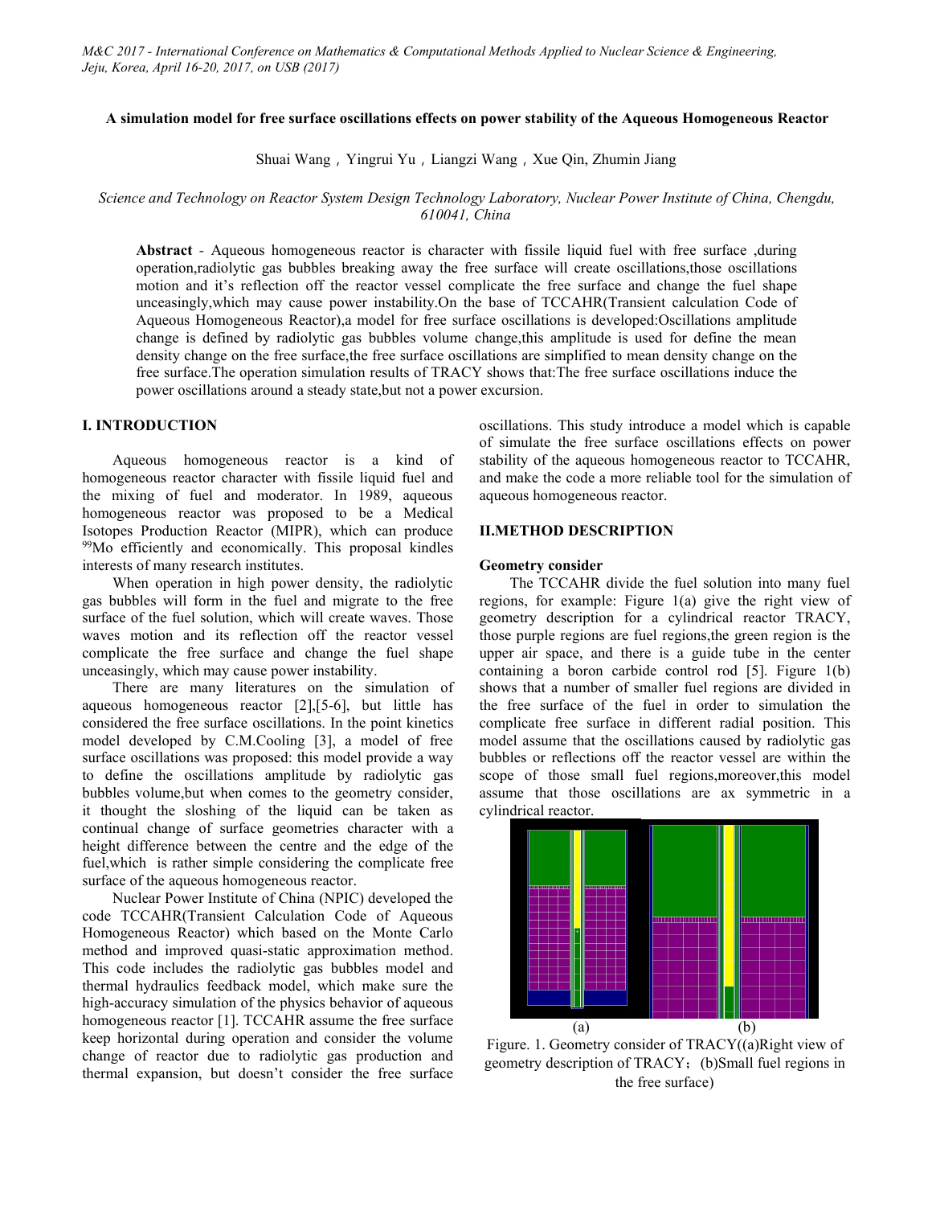# A simulation model for free surface oscillations effects on power stability of the Aqueous Homogeneous Reactor

Shuai Wang，Yingrui Yu，Liangzi Wang，Xue Qin, Zhumin Jiang

*Science and Technology on Reactor System Design Technology Laboratory, Nuclear Power Institute of China, Chengdu, 610041, China*

**Abstract** - Aqueous homogeneous reactor is character with fissile liquid fuel with free surface ,during operation,radiolytic gas bubbles breaking away the free surface will create oscillations,those oscillations motion and it's reflection off the reactor vessel complicate the free surface and change the fuel shape unceasingly,which may cause power instability.On the base of TCCAHR(Transient calculation Code of Aqueous Homogeneous Reactor),a model for free surface oscillations is developed:Oscillations amplitude change is defined by radiolytic gas bubbles volume change,this amplitude is used for define the mean density change on the free surface,the free surface oscillations are simplified to mean density change on the free surface.The operation simulation results of TRACY shows that:The free surface oscillations induce the power oscillations around a steady state,but not a power excursion.

## I. INTRODUCTION

Aqueous homogeneous reactor is a kind of homogeneous reactor character with fissile liquid fuel and the mixing of fuel and moderator. In 1989, aqueous homogeneous reactor was proposed to be a Medical Isotopes Production Reactor (MIPR), which can produce $^{99}$Mo efficiently and economically. This proposal kindles interests of many research institutes.

When operation in high power density, the radiolytic gas bubbles will form in the fuel and migrate to the free surface of the fuel solution, which will create waves. Those waves motion and its reflection off the reactor vessel complicate the free surface and change the fuel shape unceasingly, which may cause power instability.

There are many literatures on the simulation of aqueous homogeneous reactor [2],[5-6], but little has considered the free surface oscillations. In the point kinetics model developed by C.M.Cooling [3], a model of free surface oscillations was proposed: this model provide a way to define the oscillations amplitude by radiolytic gas bubbles volume,but when comes to the geometry consider, it thought the sloshing of the liquid can be taken as continual change of surface geometries character with a height difference between the centre and the edge of the fuel,which is rather simple considering the complicate free surface of the aqueous homogeneous reactor.

Nuclear Power Institute of China (NPIC) developed the code TCCAHR(Transient Calculation Code of Aqueous Homogeneous Reactor) which based on the Monte Carlo method and improved quasi-static approximation method. This code includes the radiolytic gas bubbles model and thermal hydraulics feedback model, which make sure the high-accuracy simulation of the physics behavior of aqueous homogeneous reactor [1]. TCCAHR assume the free surface keep horizontal during operation and consider the volume change of reactor due to radiolytic gas production and thermal expansion, but doesn't consider the free surface oscillations. This study introduce a model which is capable of simulate the free surface oscillations effects on power stability of the aqueous homogeneous reactor to TCCAHR, and make the code a more reliable tool for the simulation of aqueous homogeneous reactor.

## II.METHOD DESCRIPTION

### Geometry consider

The TCCAHR divide the fuel solution into many fuel regions, for example: Figure 1(a) give the right view of geometry description for a cylindrical reactor TRACY, those purple regions are fuel regions,the green region is the upper air space, and there is a guide tube in the center containing a boron carbide control rod [5]. Figure 1(b) shows that a number of smaller fuel regions are divided in the free surface of the fuel in order to simulation the complicate free surface in different radial position. This model assume that the oscillations caused by radiolytic gas bubbles or reflections off the reactor vessel are within the scope of those small fuel regions,moreover,this model assume that those oscillations are ax symmetric in a cylindrical reactor.

(a) (b)

Figure. 1. Geometry consider of TRACY((a)Right view of geometry description of TRACY；(b)Small fuel regions in the free surface)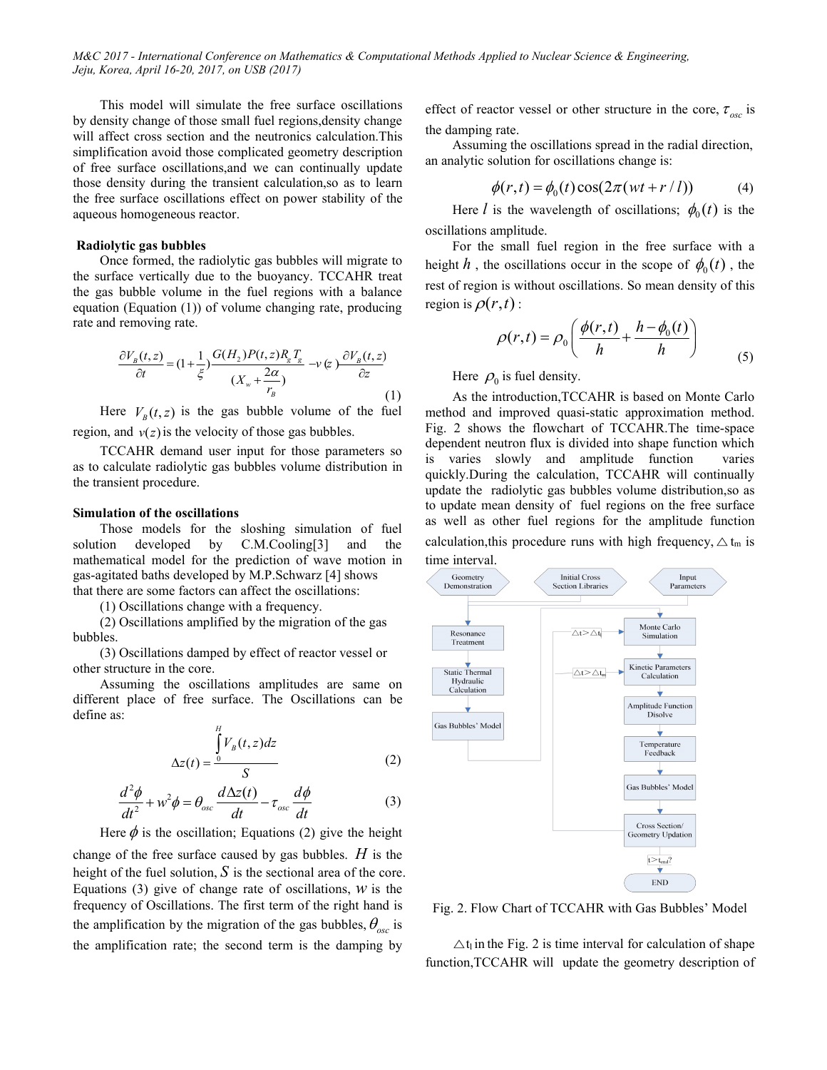This model will simulate the free surface oscillations by density change of those small fuel regions,density change will affect cross section and the neutronics calculation.This simplification avoid those complicated geometry description of free surface oscillations,and we can continually update those density during the transient calculation,so as to learn the free surface oscillations effect on power stability of the aqueous homogeneous reactor.

**Radiolytic gas bubbles**

Once formed, the radiolytic gas bubbles will migrate to the surface vertically due to the buoyancy. TCCAHR treat the gas bubble volume in the fuel regions with a balance equation (Equation (1)) of volume changing rate, producing rate and removing rate.

$$\frac{\partial V_B(t,z)}{\partial t} = (1+\frac{1}{\xi})\frac{G(H_2)P(t,z)R_g T_g}{(X_w + \frac{2\alpha}{r_B})} - v(z)\frac{\partial V_B(t,z)}{\partial z} \tag{1}$$

Here $V_B(t,z)$ is the gas bubble volume of the fuel region, and $v(z)$ is the velocity of those gas bubbles.

TCCAHR demand user input for those parameters so as to calculate radiolytic gas bubbles volume distribution in the transient procedure.

**Simulation of the oscillations**

Those models for the sloshing simulation of fuel solution developed by C.M.Cooling[3] and the mathematical model for the prediction of wave motion in gas-agitated baths developed by M.P.Schwarz [4] shows that there are some factors can affect the oscillations:

(1) Oscillations change with a frequency.

(2) Oscillations amplified by the migration of the gas bubbles.

(3) Oscillations damped by effect of reactor vessel or other structure in the core.

Assuming the oscillations amplitudes are same on different place of free surface. The Oscillations can be define as:

$$\Delta z(t) = \frac{\int_0^H V_B(t,z)dz}{S} \tag{2}$$

$$\frac{d^2\phi}{dt^2} + w^2\phi = \theta_{osc}\frac{d\Delta z(t)}{dt} - \tau_{osc}\frac{d\phi}{dt} \tag{3}$$

Here $\phi$ is the oscillation; Equations (2) give the height change of the free surface caused by gas bubbles. $H$ is the height of the fuel solution, $S$ is the sectional area of the core. Equations (3) give of change rate of oscillations, $w$ is the frequency of Oscillations. The first term of the right hand is the amplification by the migration of the gas bubbles, $\theta_{osc}$ is the amplification rate; the second term is the damping by effect of reactor vessel or other structure in the core, $\tau_{osc}$ is the damping rate.

Assuming the oscillations spread in the radial direction, an analytic solution for oscillations change is:

$$\phi(r,t) = \phi_0(t)\cos(2\pi(wt + r/l)) \tag{4}$$

Here $l$ is the wavelength of oscillations; $\phi_0(t)$ is the oscillations amplitude.

For the small fuel region in the free surface with a height $h$, the oscillations occur in the scope of $\phi_0(t)$, the rest of region is without oscillations. So mean density of this region is $\rho(r,t)$:

$$\rho(r,t) = \rho_0\left(\frac{\phi(r,t)}{h} + \frac{h-\phi_0(t)}{h}\right) \tag{5}$$

Here $\rho_0$ is fuel density.

As the introduction,TCCAHR is based on Monte Carlo method and improved quasi-static approximation method. Fig. 2 shows the flowchart of TCCAHR.The time-space dependent neutron flux is divided into shape function which is varies slowly and amplitude function varies quickly.During the calculation, TCCAHR will continually update the radiolytic gas bubbles volume distribution,so as to update mean density of fuel regions on the free surface as well as other fuel regions for the amplitude function calculation,this procedure runs with high frequency, $\triangle t_m$ is time interval.

Fig. 2. Flow Chart of TCCAHR with Gas Bubbles' Model

$\triangle t_l$ in the Fig. 2 is time interval for calculation of shape function,TCCAHR will update the geometry description of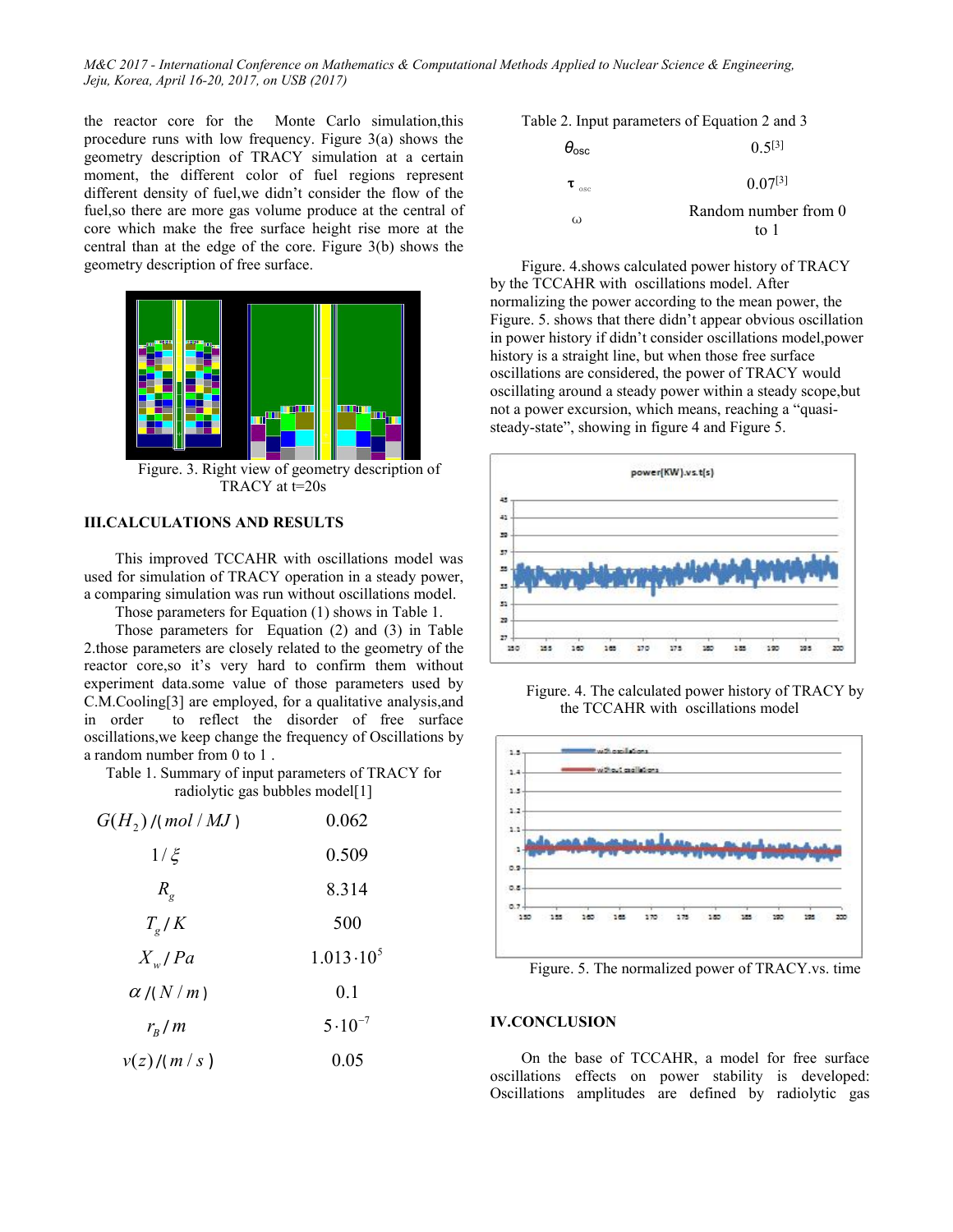the reactor core for the Monte Carlo simulation,this procedure runs with low frequency. Figure 3(a) shows the geometry description of TRACY simulation at a certain moment, the different color of fuel regions represent different density of fuel,we didn't consider the flow of the fuel,so there are more gas volume produce at the central of core which make the free surface height rise more at the central than at the edge of the core. Figure 3(b) shows the geometry description of free surface.

Figure. 3. Right view of geometry description of TRACY at t=20s

## III.CALCULATIONS AND RESULTS

This improved TCCAHR with oscillations model was used for simulation of TRACY operation in a steady power, a comparing simulation was run without oscillations model.

Those parameters for Equation (1) shows in Table 1.

Those parameters for Equation (2) and (3) in Table 2.those parameters are closely related to the geometry of the reactor core,so it's very hard to confirm them without experiment data.some value of those parameters used by C.M.Cooling[3] are employed, for a qualitative analysis,and in order to reflect the disorder of free surface oscillations,we keep change the frequency of Oscillations by a random number from 0 to 1 .

Table 1. Summary of input parameters of TRACY for radiolytic gas bubbles model[1]

| | |
|---|---|
| $G(H_2)/(mol/MJ)$ | 0.062 |
| $1/\xi$ | 0.509 |
| $R_g$ | 8.314 |
| $T_g/K$ | 500 |
| $X_w/Pa$ | $1.013 \cdot 10^5$ |
| $\alpha/(N/m)$ | 0.1 |
| $r_B/m$ | $5 \cdot 10^{-7}$ |
| $v(z)/(m/s)$ | 0.05 |

Table 2. Input parameters of Equation 2 and 3

| | |
|---|---|
| $\theta_{osc}$ | 0.5[3] |
| $\tau_{osc}$ | 0.07[3] |
| $\omega$ | Random number from 0 to 1 |

Figure. 4.shows calculated power history of TRACY by the TCCAHR with oscillations model. After normalizing the power according to the mean power, the Figure. 5. shows that there didn't appear obvious oscillation in power history if didn't consider oscillations model,power history is a straight line, but when those free surface oscillations are considered, the power of TRACY would oscillating around a steady power within a steady scope,but not a power excursion, which means, reaching a "quasi-steady-state", showing in figure 4 and Figure 5.

Figure. 4. The calculated power history of TRACY by the TCCAHR with oscillations model

Figure. 5. The normalized power of TRACY.vs. time

## IV.CONCLUSION

On the base of TCCAHR, a model for free surface oscillations effects on power stability is developed: Oscillations amplitudes are defined by radiolytic gas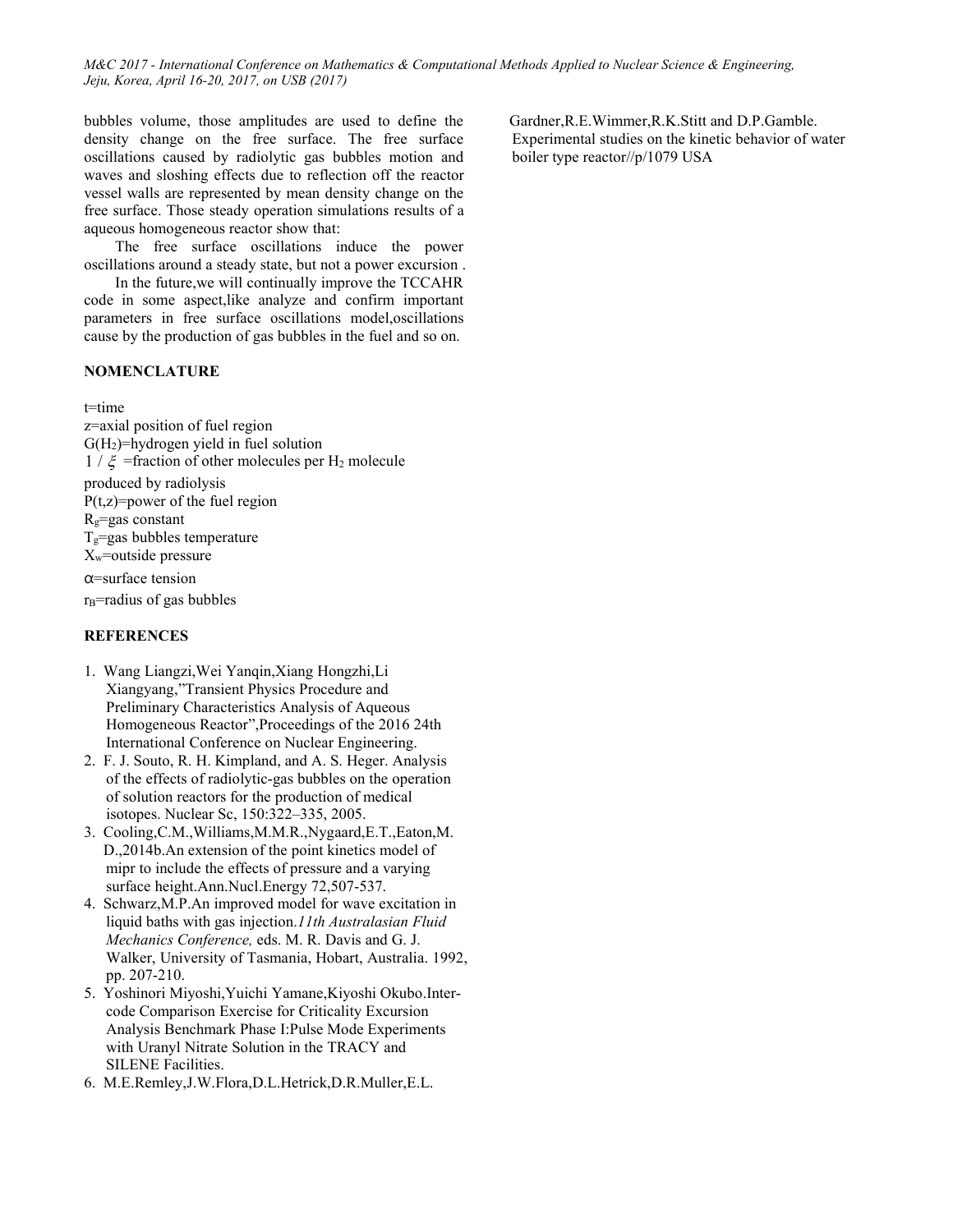bubbles volume, those amplitudes are used to define the density change on the free surface. The free surface oscillations caused by radiolytic gas bubbles motion and waves and sloshing effects due to reflection off the reactor vessel walls are represented by mean density change on the free surface. Those steady operation simulations results of a aqueous homogeneous reactor show that:

The free surface oscillations induce the power oscillations around a steady state, but not a power excursion .

In the future,we will continually improve the TCCAHR code in some aspect,like analyze and confirm important parameters in free surface oscillations model,oscillations cause by the production of gas bubbles in the fuel and so on.

## NOMENCLATURE

t=time
z=axial position of fuel region
$G(H_2)$=hydrogen yield in fuel solution
$1/\xi$ =fraction of other molecules per $H_2$ molecule produced by radiolysis
P(t,z)=power of the fuel region
$R_g$=gas constant
$T_g$=gas bubbles temperature
$X_w$=outside pressure
α=surface tension
$r_B$=radius of gas bubbles

## REFERENCES

1. Wang Liangzi,Wei Yanqin,Xiang Hongzhi,Li Xiangyang,"Transient Physics Procedure and Preliminary Characteristics Analysis of Aqueous Homogeneous Reactor",Proceedings of the 2016 24th International Conference on Nuclear Engineering.
2. F. J. Souto, R. H. Kimpland, and A. S. Heger. Analysis of the effects of radiolytic-gas bubbles on the operation of solution reactors for the production of medical isotopes. Nuclear Sc, 150:322–335, 2005.
3. Cooling,C.M.,Williams,M.M.R.,Nygaard,E.T.,Eaton,M. D.,2014b.An extension of the point kinetics model of mipr to include the effects of pressure and a varying surface height.Ann.Nucl.Energy 72,507-537.
4. Schwarz,M.P.An improved model for wave excitation in liquid baths with gas injection.*11th Australasian Fluid Mechanics Conference,* eds. M. R. Davis and G. J. Walker, University of Tasmania, Hobart, Australia. 1992, pp. 207-210.
5. Yoshinori Miyoshi,Yuichi Yamane,Kiyoshi Okubo.Inter-code Comparison Exercise for Criticality Excursion Analysis Benchmark Phase I:Pulse Mode Experiments with Uranyl Nitrate Solution in the TRACY and SILENE Facilities.
6. M.E.Remley,J.W.Flora,D.L.Hetrick,D.R.Muller,E.L. Gardner,R.E.Wimmer,R.K.Stitt and D.P.Gamble. Experimental studies on the kinetic behavior of water boiler type reactor//p/1079 USA